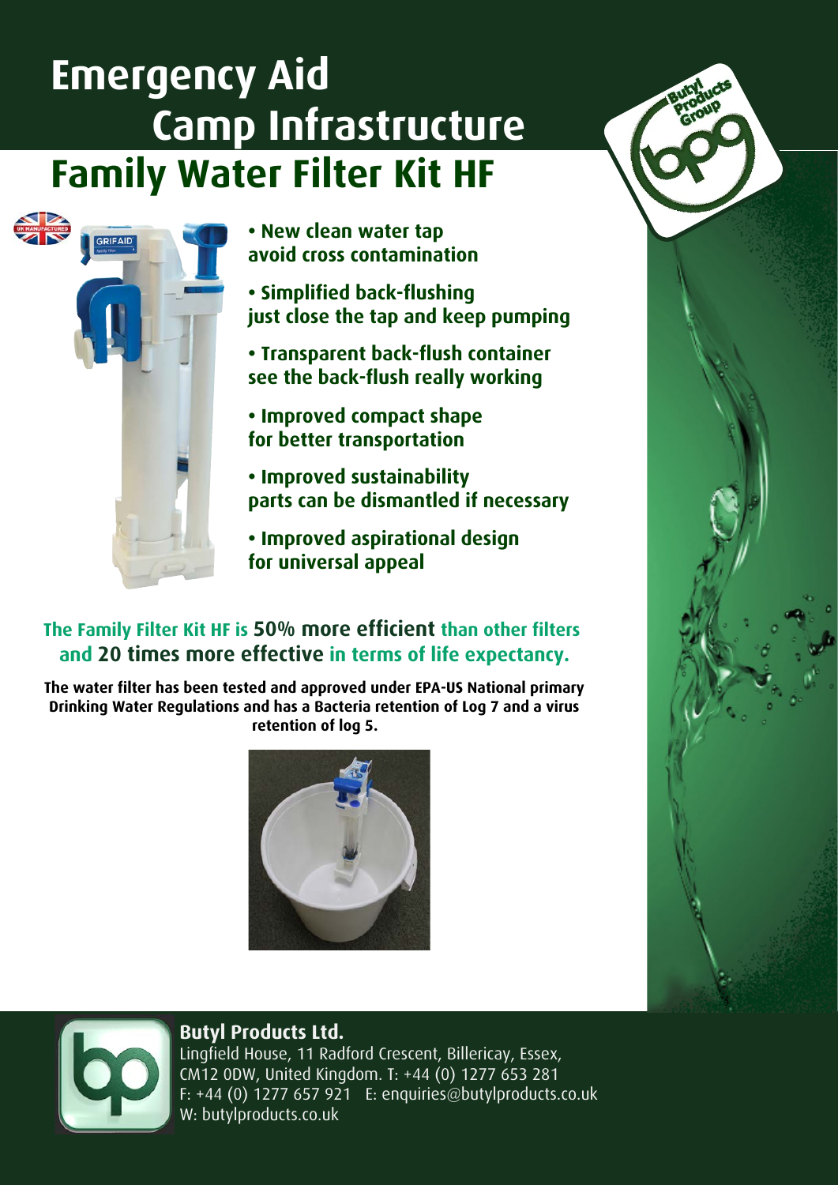# Emergency Aid Camp Infrastructure

## Family Water Filter Kit HF

- **New clean water tap**
  **avoid cross contamination**
- **Simplified back-flushing**
  **just close the tap and keep pumping**
- **Transparent back-flush container**
  **see the back-flush really working**
- **Improved compact shape**
  **for better transportation**
- **Improved sustainability**
  **parts can be dismantled if necessary**
- **Improved aspirational design**
  **for universal appeal**

**The Family Filter Kit HF is 50% more efficient than other filters and 20 times more effective in terms of life expectancy.**

**The water filter has been tested and approved under EPA-US National primary Drinking Water Regulations and has a Bacteria retention of Log 7 and a virus retention of log 5.**

**Butyl Products Ltd.**
Lingfield House, 11 Radford Crescent, Billericay, Essex, CM12 0DW, United Kingdom. T: +44 (0) 1277 653 281
F: +44 (0) 1277 657 921 E: enquiries@butylproducts.co.uk
W: butylproducts.co.uk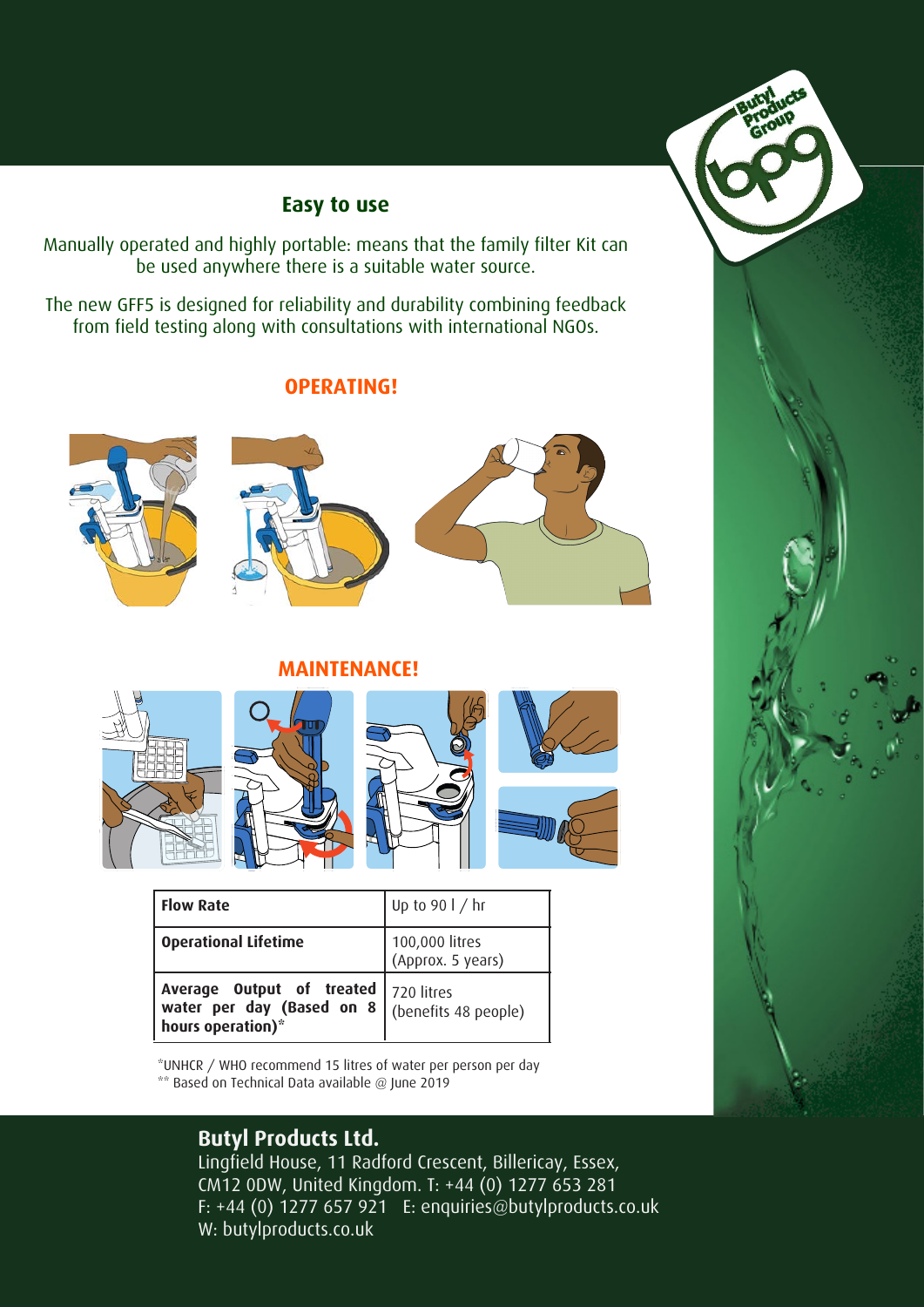## Easy to use

Manually operated and highly portable: means that the family filter Kit can be used anywhere there is a suitable water source.

The new GFF5 is designed for reliability and durability combining feedback from field testing along with consultations with international NGOs.

### OPERATING!

### MAINTENANCE!

| | |
|---|---|
| **Flow Rate** | Up to 90 l / hr |
| **Operational Lifetime** | 100,000 litres (Approx. 5 years) |
| **Average Output of treated water per day (Based on 8 hours operation)*** | 720 litres (benefits 48 people) |

*UNHCR / WHO recommend 15 litres of water per person per day
** Based on Technical Data available @ June 2019

**Butyl Products Ltd.**
Lingfield House, 11 Radford Crescent, Billericay, Essex, CM12 0DW, United Kingdom. T: +44 (0) 1277 653 281
F: +44 (0) 1277 657 921 E: enquiries@butylproducts.co.uk
W: butylproducts.co.uk